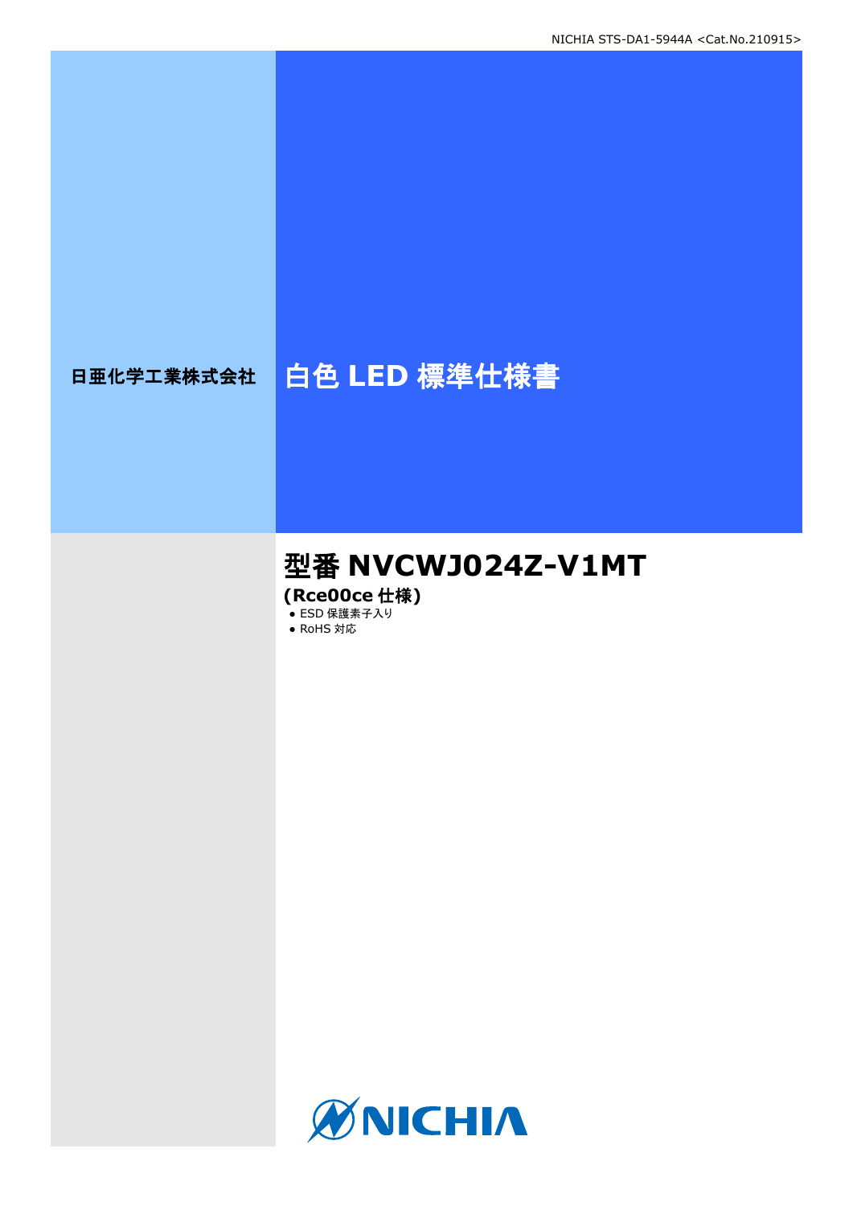NICHIA STS-DA1-5944A <Cat.No.210915>

日亜化学工業株式会社

# 白色 LED 標準仕様書

## 型番 NVCWJ024Z-V1MT

**(Rce00ce 仕様)**

- ESD 保護素子入り
- RoHS 対応

NICHIA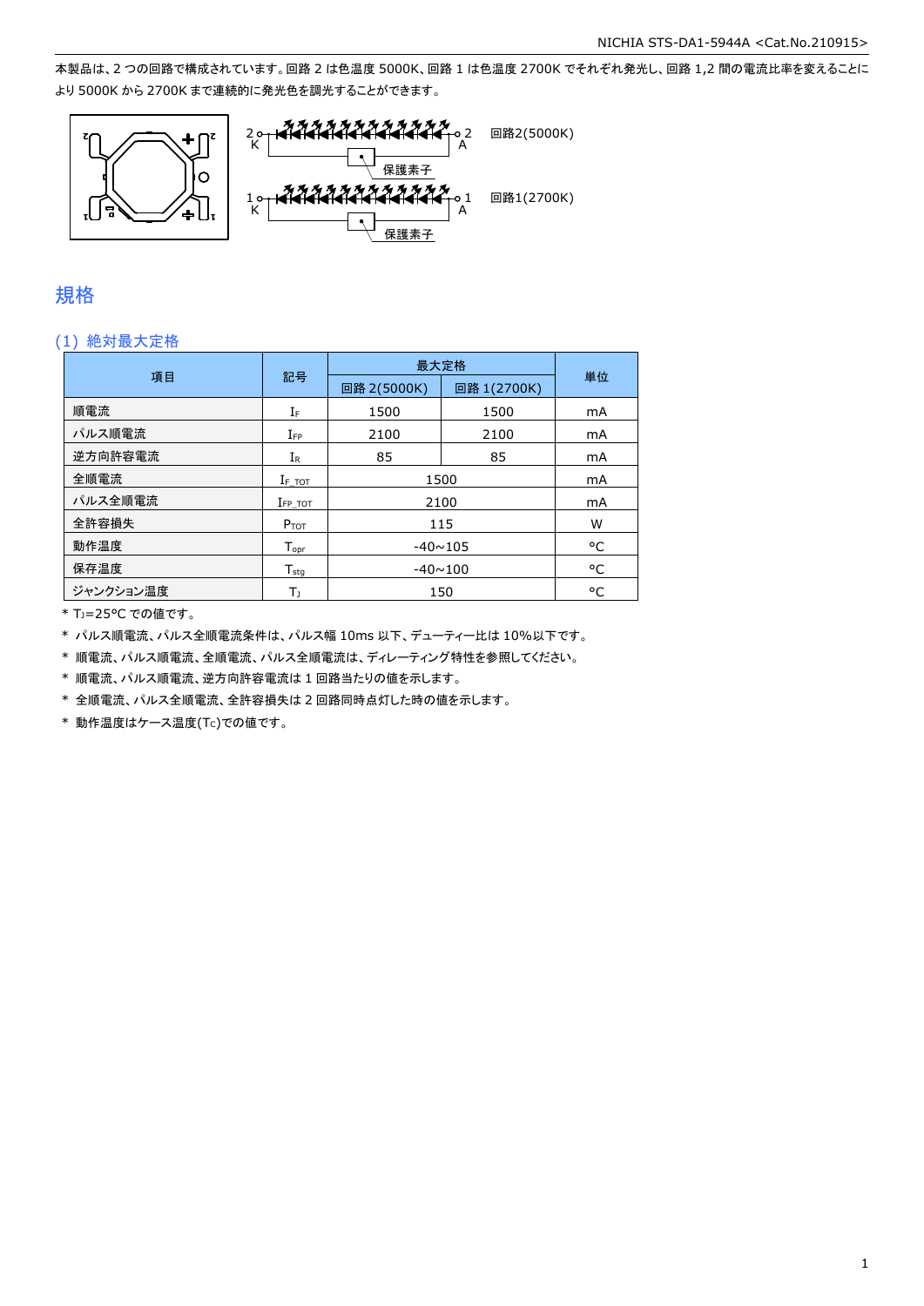本製品は、2 つの回路で構成されています。回路 2 は色温度 5000K、回路 1 は色温度 2700K でそれぞれ発光し、回路 1,2 間の電流比率を変えることにより 5000K から 2700K まで連続的に発光色を調光することができます。

回路2(5000K)

保護素子

回路1(2700K)

保護素子

## 規格

### (1) 絶対最大定格

| 項目 | 記号 | 最大定格 | | 単位 |
|---|---|---|---|---|
| | | 回路 2(5000K) | 回路 1(2700K) | |
| 順電流 | $I_F$ | 1500 | 1500 | mA |
| パルス順電流 | $I_{FP}$ | 2100 | 2100 | mA |
| 逆方向許容電流 | $I_R$ | 85 | 85 | mA |
| 全順電流 | $I_{F\_TOT}$ | 1500 | | mA |
| パルス全順電流 | $I_{FP\_TOT}$ | 2100 | | mA |
| 全許容損失 | $P_{TOT}$ | 115 | | W |
| 動作温度 | $T_{opr}$ | -40~105 | | °C |
| 保存温度 | $T_{stg}$ | -40~100 | | °C |
| ジャンクション温度 | $T_J$ | 150 | | °C |

* $T_J$=25°C での値です。
* パルス順電流、パルス全順電流条件は、パルス幅 10ms 以下、デューティー比は 10%以下です。
* 順電流、パルス順電流、全順電流、パルス全順電流は、ディレーティング特性を参照してください。
* 順電流、パルス順電流、逆方向許容電流は 1 回路当たりの値を示します。
* 全順電流、パルス全順電流、全許容損失は 2 回路同時点灯した時の値を示します。
* 動作温度はケース温度($T_C$)での値です。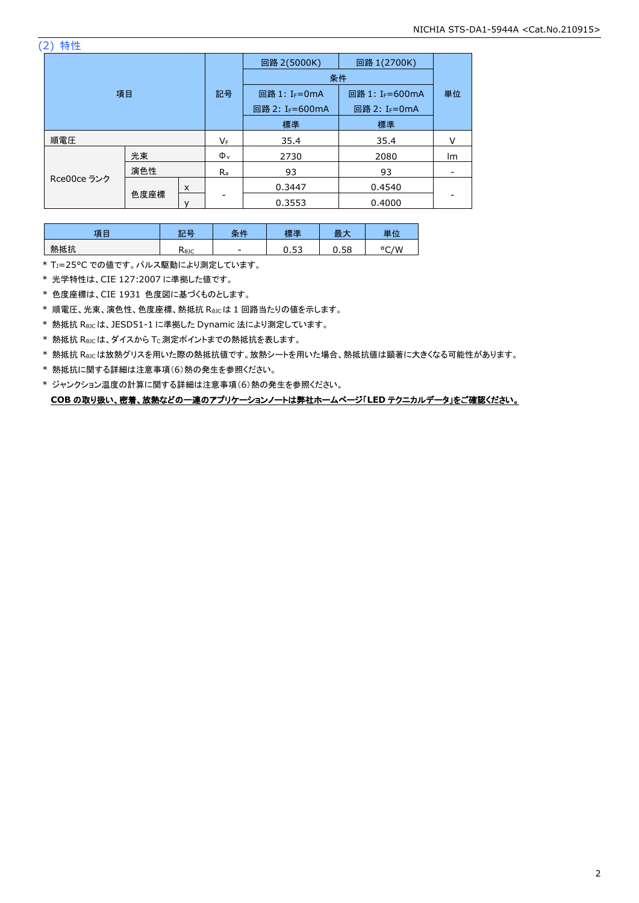## (2) 特性

| 項目 | | | 記号 | 回路 2(5000K) | 回路 1(2700K) | 単位 |
|---|---|---|---|---|---|---|
| | | | | 条件 | | |
| | | | | 回路 1: $I_F$=0mA<br>回路 2: $I_F$=600mA | 回路 1: $I_F$=600mA<br>回路 2: $I_F$=0mA | |
| | | | | 標準 | 標準 | |
| 順電圧 | | | $V_F$ | 35.4 | 35.4 | V |
| Rce00ce ランク | 光束 | | $\Phi_v$ | 2730 | 2080 | lm |
| | 演色性 | | $R_a$ | 93 | 93 | - |
| | 色度座標 | x | - | 0.3447 | 0.4540 | - |
| | | y | | 0.3553 | 0.4000 | |

| 項目 | 記号 | 条件 | 標準 | 最大 | 単位 |
|---|---|---|---|---|---|
| 熱抵抗 | $R_{\theta JC}$ | - | 0.53 | 0.58 | °C/W |

* $T_J$=25°C での値です。パルス駆動により測定しています。
* 光学特性は、CIE 127:2007 に準拠した値です。
* 色度座標は、CIE 1931 色度図に基づくものとします。
* 順電圧、光束、演色性、色度座標、熱抵抗 $R_{\theta JC}$は 1 回路当たりの値を示します。
* 熱抵抗 $R_{\theta JC}$は、JESD51-1 に準拠した Dynamic 法により測定しています。
* 熱抵抗 $R_{\theta JC}$は、ダイスから $T_C$ 測定ポイントまでの熱抵抗を表します。
* 熱抵抗 $R_{\theta JC}$は放熱グリスを用いた際の熱抵抗値です。放熱シートを用いた場合、熱抵抗値は顕著に大きくなる可能性があります。
* 熱抵抗に関する詳細は注意事項(6)熱の発生を参照ください。
* ジャンクション温度の計算に関する詳細は注意事項(6)熱の発生を参照ください。

**COB の取り扱い、密着、放熱などの一連のアプリケーションノートは弊社ホームページ「LED テクニカルデータ」をご確認ください。**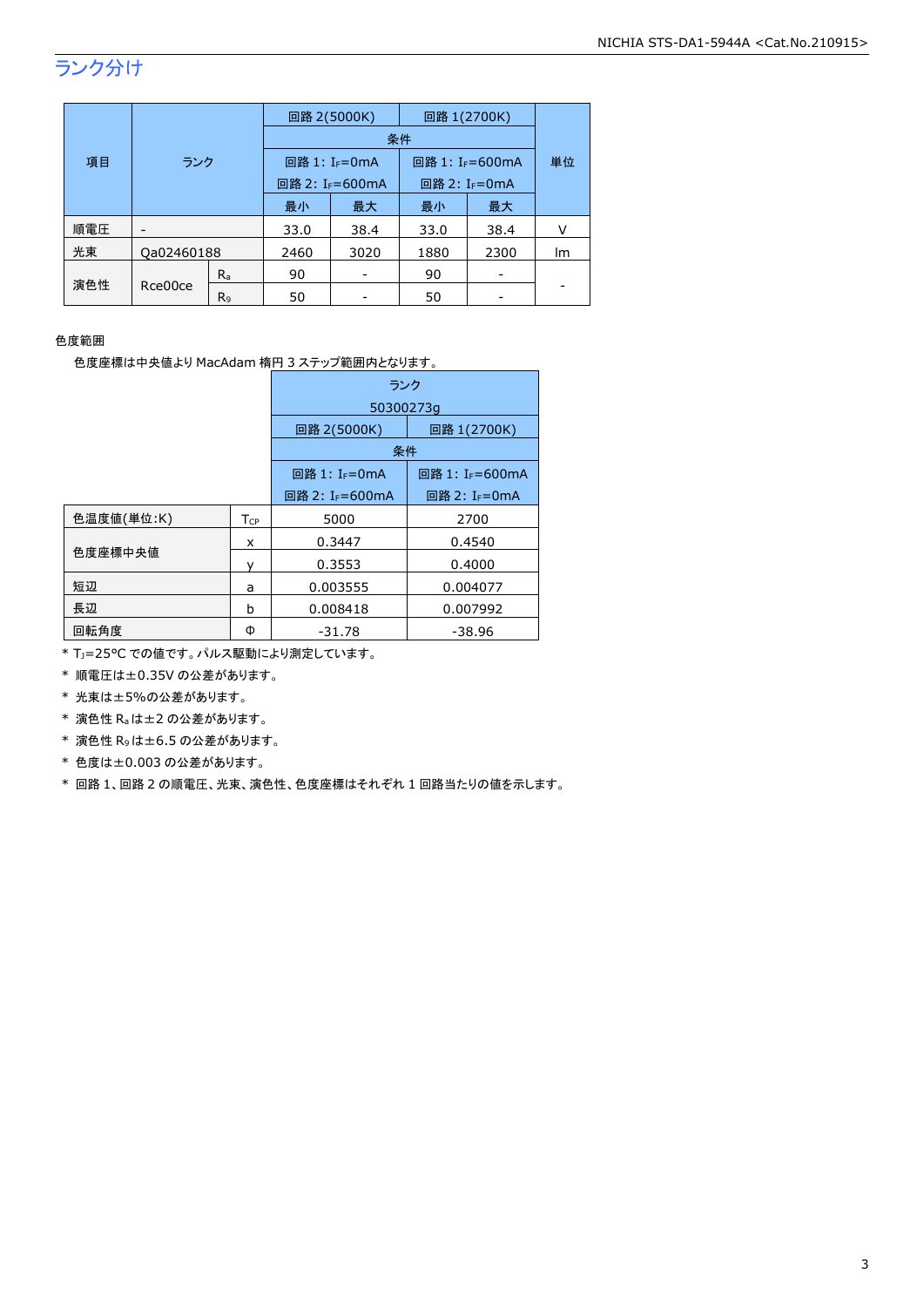## ランク分け

| 項目 | ランク | | 回路 2(5000K) | | 回路 1(2700K) | | 単位 |
|---|---|---|---|---|---|---|---|
| | | | 条件 | | | | |
| | | | 回路 1: $I_F$=0mA 回路 2: $I_F$=600mA | | 回路 1: $I_F$=600mA 回路 2: $I_F$=0mA | | |
| | | | 最小 | 最大 | 最小 | 最大 | |
| 順電圧 | - | | 33.0 | 38.4 | 33.0 | 38.4 | V |
| 光束 | Qa02460188 | | 2460 | 3020 | 1880 | 2300 | lm |
| 演色性 | Rce00ce | $R_a$ | 90 | - | 90 | - | - |
| | | $R_9$ | 50 | - | 50 | - | |

色度範囲

色度座標は中央値より MacAdam 楕円 3 ステップ範囲内となります。

| | | ランク 50300273g | |
|---|---|---|---|
| | | 回路 2(5000K) | 回路 1(2700K) |
| | | 条件 | |
| | | 回路 1: $I_F$=0mA 回路 2: $I_F$=600mA | 回路 1: $I_F$=600mA 回路 2: $I_F$=0mA |
| 色温度値(単位:K) | $T_{CP}$ | 5000 | 2700 |
| 色度座標中央値 | x | 0.3447 | 0.4540 |
| | y | 0.3553 | 0.4000 |
| 短辺 | a | 0.003555 | 0.004077 |
| 長辺 | b | 0.008418 | 0.007992 |
| 回転角度 | Φ | -31.78 | -38.96 |

* $T_J$=25°C での値です。パルス駆動により測定しています。
* 順電圧は±0.35V の公差があります。
* 光束は±5%の公差があります。
* 演色性 $R_a$ は±2 の公差があります。
* 演色性 $R_9$ は±6.5 の公差があります。
* 色度は±0.003 の公差があります。
* 回路 1、回路 2 の順電圧、光束、演色性、色度座標はそれぞれ 1 回路当たりの値を示します。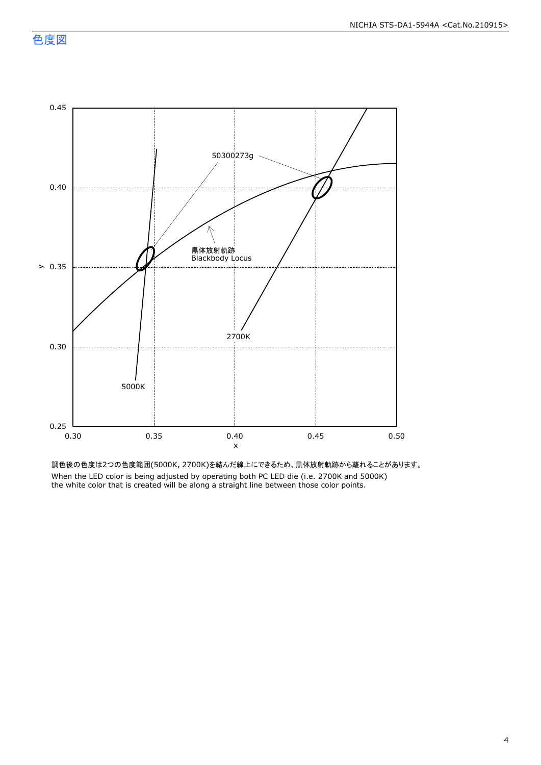## 色度図

調色後の色度は2つの色度範囲(5000K, 2700K)を結んだ線上にできるため、黒体放射軌跡から離れることがあります。
When the LED color is being adjusted by operating both PC LED die (i.e. 2700K and 5000K)
the white color that is created will be along a straight line between those color points.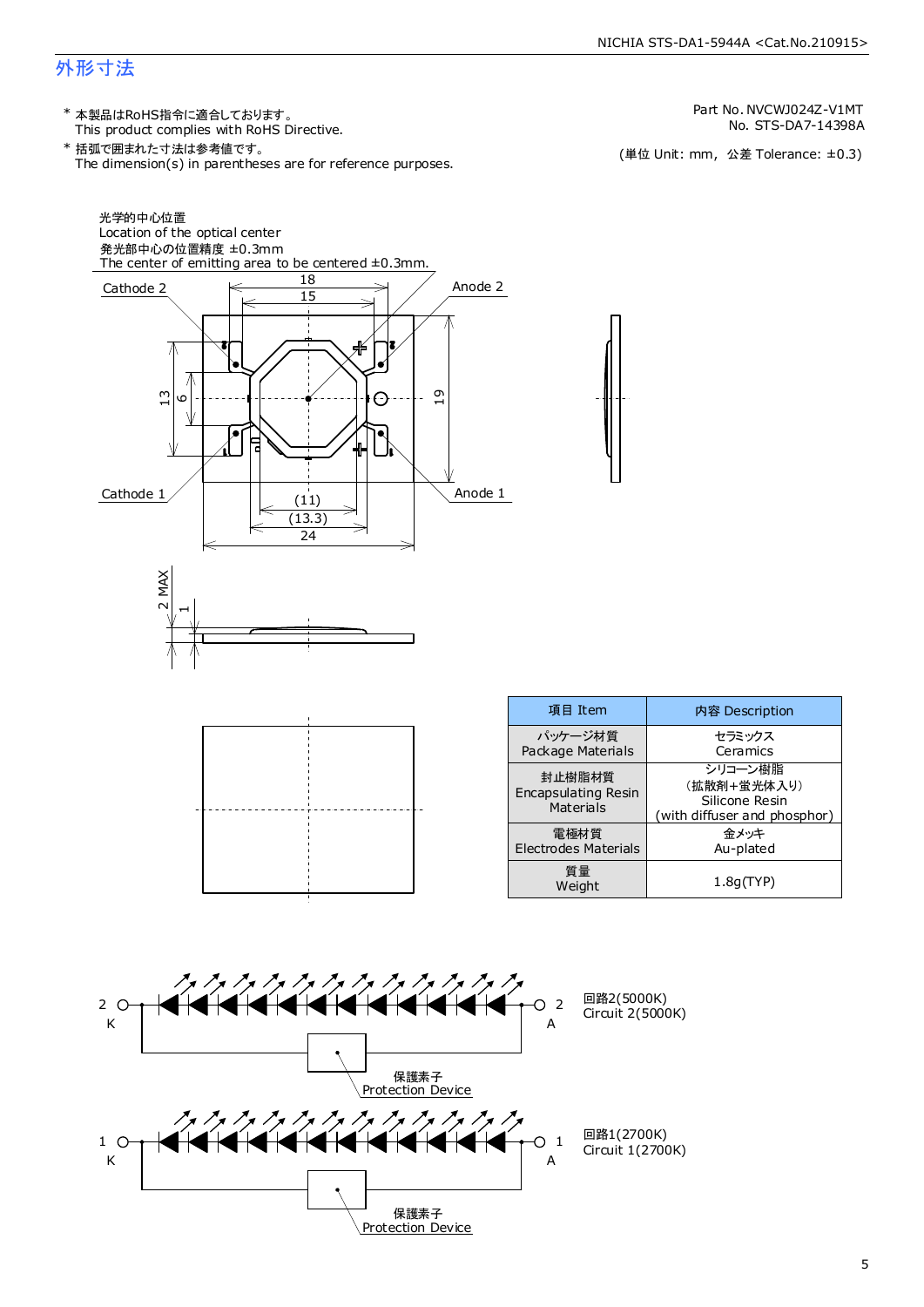# 外形寸法

\* 本製品はRoHS指令に適合しております。
This product complies with RoHS Directive.

\* 括弧で囲まれた寸法は参考値です。
The dimension(s) in parentheses are for reference purposes.

Part No. NVCWJ024Z-V1MT
No. STS-DA7-14398A

(単位 Unit: mm, 公差 Tolerance: ±0.3)

光学的中心位置
Location of the optical center
発光部中心の位置精度 ±0.3mm
The center of emitting area to be centered ±0.3mm.

Cathode 2　Anode 2　Cathode 1　Anode 1

18　15　13　6　19　(11)　(13.3)　24　2 MAX　1

| 項目 Item | 内容 Description |
|---|---|
| パッケージ材質<br>Package Materials | セラミックス<br>Ceramics |
| 封止樹脂材質<br>Encapsulating Resin Materials | シリコーン樹脂<br>(拡散剤+蛍光体入り)<br>Silicone Resin<br>(with diffuser and phosphor) |
| 電極材質<br>Electrodes Materials | 金メッキ<br>Au-plated |
| 質量<br>Weight | 1.8g(TYP) |

2 K　2 A　回路2(5000K) Circuit 2(5000K)

保護素子 Protection Device

1 K　1 A　回路1(2700K) Circuit 1(2700K)

保護素子 Protection Device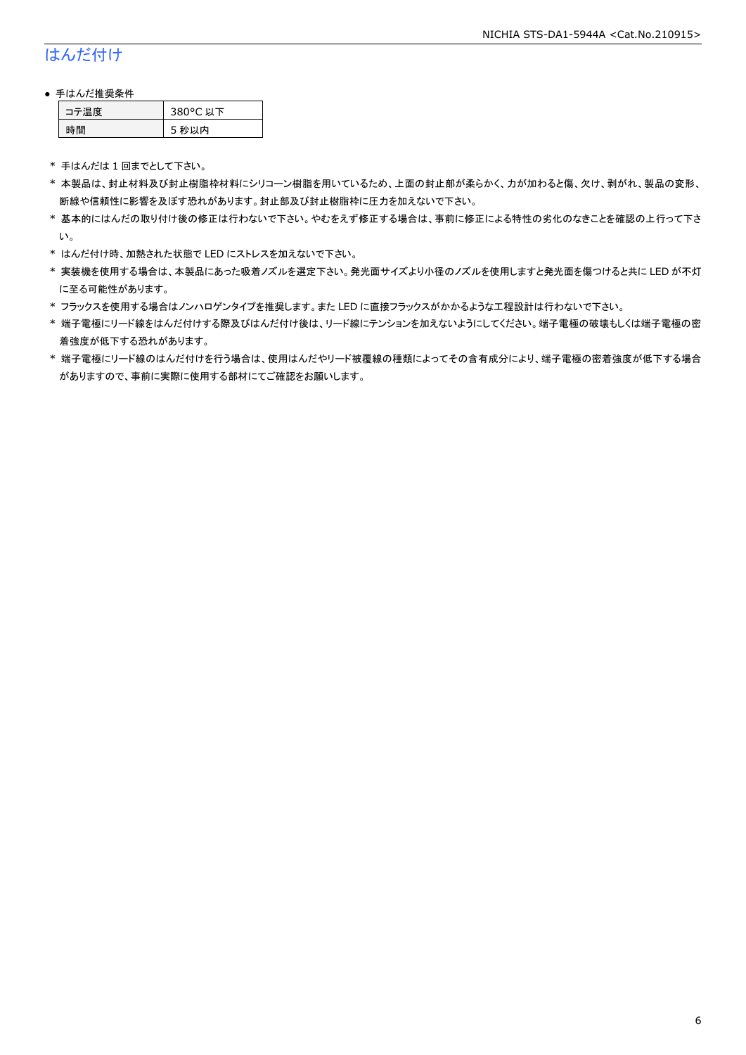## はんだ付け

- 手はんだ推奨条件

| コテ温度 | 380°C 以下 |
|---|---|
| 時間 | 5 秒以内 |

\* 手はんだは 1 回までとして下さい。

\* 本製品は、封止材料及び封止樹脂枠材料にシリコーン樹脂を用いているため、上面の封止部が柔らかく、力が加わると傷、欠け、剥がれ、製品の変形、断線や信頼性に影響を及ぼす恐れがあります。封止部及び封止樹脂枠に圧力を加えないで下さい。

\* 基本的にはんだの取り付け後の修正は行わないで下さい。やむをえず修正する場合は、事前に修正による特性の劣化のなきことを確認の上行って下さい。

\* はんだ付け時、加熱された状態で LED にストレスを加えないで下さい。

\* 実装機を使用する場合は、本製品にあった吸着ノズルを選定下さい。発光面サイズより小径のノズルを使用しますと発光面を傷つけると共に LED が不灯に至る可能性があります。

\* フラックスを使用する場合はノンハロゲンタイプを推奨します。また LED に直接フラックスがかかるような工程設計は行わないで下さい。

\* 端子電極にリード線をはんだ付けする際及びはんだ付け後は、リード線にテンションを加えないようにしてください。端子電極の破壊もしくは端子電極の密着強度が低下する恐れがあります。

\* 端子電極にリード線のはんだ付けを行う場合は、使用はんだやリード被覆線の種類によってその含有成分により、端子電極の密着強度が低下する場合がありますので、事前に実際に使用する部材にてご確認をお願いします。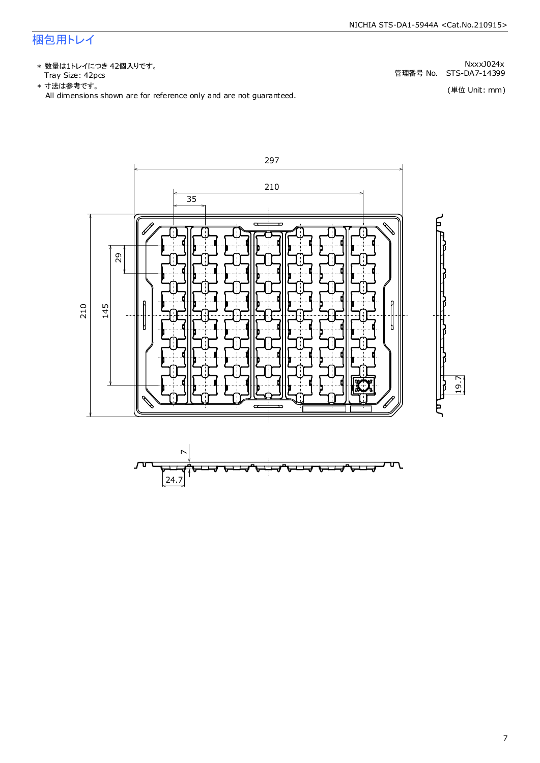# 梱包用トレイ

* 数量は1トレイにつき 42個入りです。
  Tray Size: 42pcs
* 寸法は参考です。
  All dimensions shown are for reference only and are not guaranteed.

NxxxJ024x
管理番号 No.　STS-DA7-14399

(単位 Unit: mm)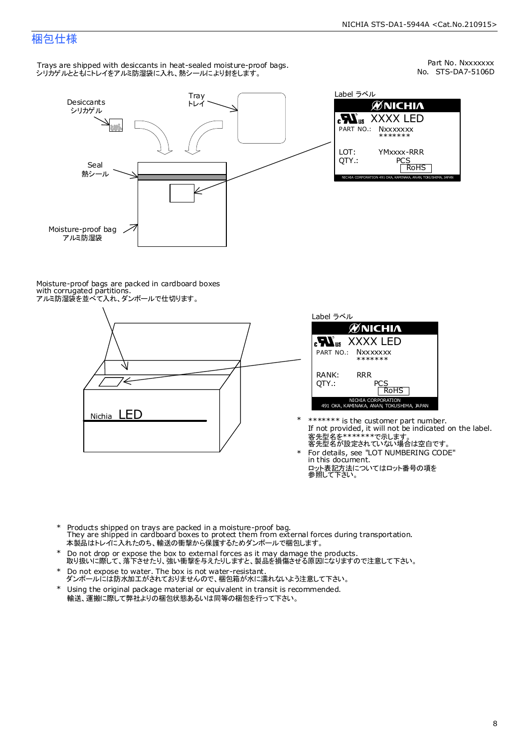# 梱包仕様

Part No. Nxxxxxxx
No. STS-DA7-5106D

Trays are shipped with desiccants in heat-sealed moisture-proof bags.
シリカゲルとともにトレイをアルミ防湿袋に入れ、熱シールにより封をします。

Desiccants
シリカゲル

Tray
トレイ

Seal
熱シール

Moisture-proof bag
アルミ防湿袋

Label ラベル

NICHIA
XXXX LED
PART NO.: Nxxxxxxx
\*\*\*\*\*\*\*
LOT: YMxxxx-RRR
QTY.: PCS
RoHS
NICHIA CORPORATION 491 OKA, KAMINAKA, ANAN, TOKUSHIMA, JAPAN

Moisture-proof bags are packed in cardboard boxes with corrugated partitions.
アルミ防湿袋を並べて入れ、ダンボールで仕切ります。

Nichia LED

Label ラベル

NICHIA
XXXX LED
PART NO.: Nxxxxxxx
\*\*\*\*\*\*\*
RANK: RRR
QTY.: PCS
RoHS
NICHIA CORPORATION
491 OKA, KAMINAKA, ANAN, TOKUSHIMA, JAPAN

\* \*\*\*\*\*\*\* is the customer part number.
If not provided, it will not be indicated on the label.
客先型名を\*\*\*\*\*\*\*で示します。
客先型名が設定されていない場合は空白です。

\* For details, see "LOT NUMBERING CODE" in this document.
ロット表記方法についてはロット番号の項を参照して下さい。

\* Products shipped on trays are packed in a moisture-proof bag.
They are shipped in cardboard boxes to protect them from external forces during transportation.
本製品はトレイに入れたのち、輸送の衝撃から保護するためダンボールで梱包します。

\* Do not drop or expose the box to external forces as it may damage the products.
取り扱いに際して、落下させたり、強い衝撃を与えたりしますと、製品を損傷させる原因になりますので注意して下さい。

\* Do not expose to water. The box is not water-resistant.
ダンボールには防水加工がされておりませんので、梱包箱が水に濡れないよう注意して下さい。

\* Using the original package material or equivalent in transit is recommended.
輸送、運搬に際して弊社よりの梱包状態あるいは同等の梱包を行って下さい。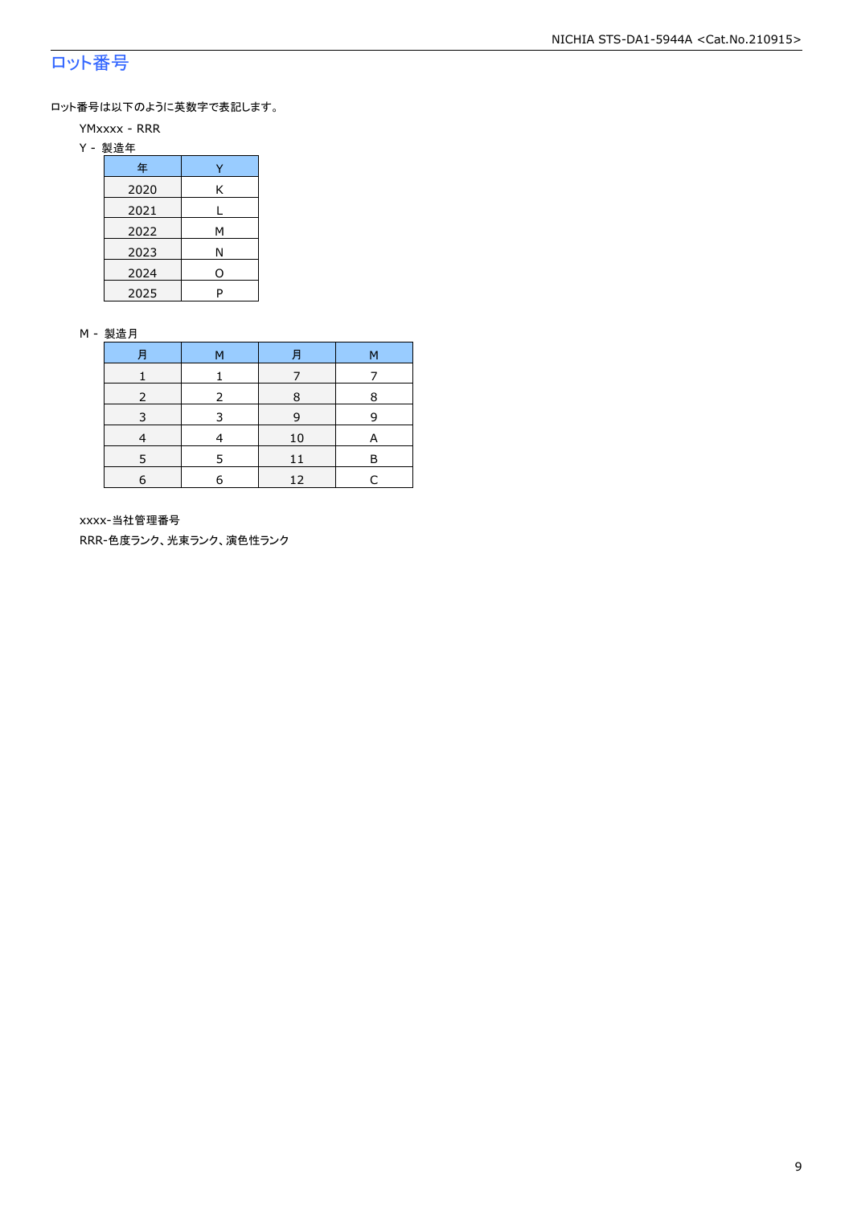## ロット番号

ロット番号は以下のように英数字で表記します。

YMxxxx - RRR

Y - 製造年

| 年 | Y |
|---|---|
| 2020 | K |
| 2021 | L |
| 2022 | M |
| 2023 | N |
| 2024 | O |
| 2025 | P |

M - 製造月

| 月 | M | 月 | M |
|---|---|---|---|
| 1 | 1 | 7 | 7 |
| 2 | 2 | 8 | 8 |
| 3 | 3 | 9 | 9 |
| 4 | 4 | 10 | A |
| 5 | 5 | 11 | B |
| 6 | 6 | 12 | C |

xxxx-当社管理番号

RRR-色度ランク、光束ランク、演色性ランク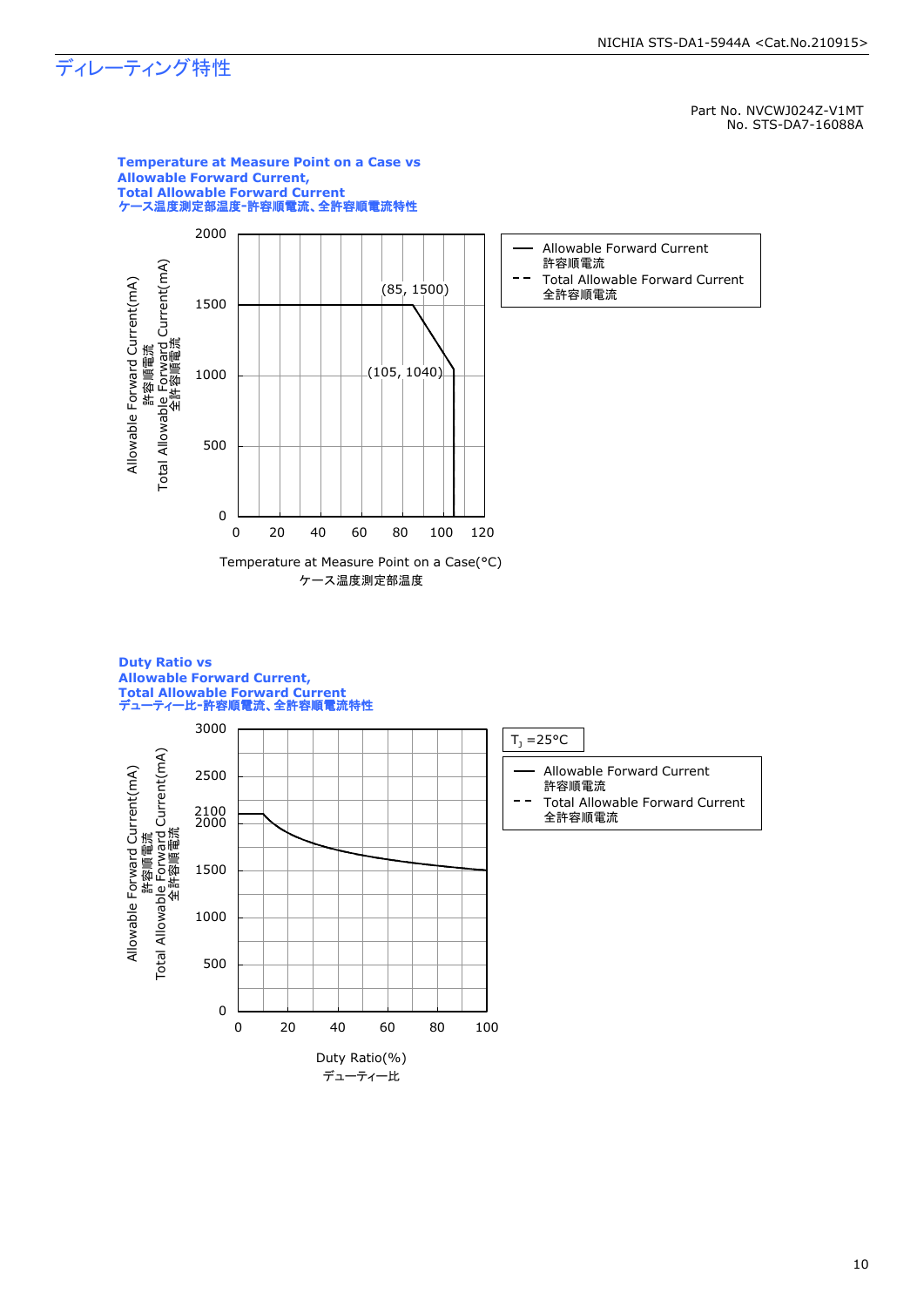# ディレーティング特性

Part No. NVCWJ024Z-V1MT
No. STS-DA7-16088A

**Temperature at Measure Point on a Case vs Allowable Forward Current, Total Allowable Forward Current**
**ケース温度測定部温度-許容順電流、全許容順電流特性**

Allowable Forward Current(mA) 許容順電流
Total Allowable Forward Current(mA) 全許容順電流

Temperature at Measure Point on a Case(°C)
ケース温度測定部温度

(85, 1500)
(105, 1040)

— Allowable Forward Current 許容順電流
- - Total Allowable Forward Current 全許容順電流

**Duty Ratio vs Allowable Forward Current, Total Allowable Forward Current**
**デューティー比-許容順電流、全許容順電流特性**

$T_J$ =25°C

Allowable Forward Current(mA) 許容順電流
Total Allowable Forward Current(mA) 全許容順電流

Duty Ratio(%)
デューティー比

— Allowable Forward Current 許容順電流
- - Total Allowable Forward Current 全許容順電流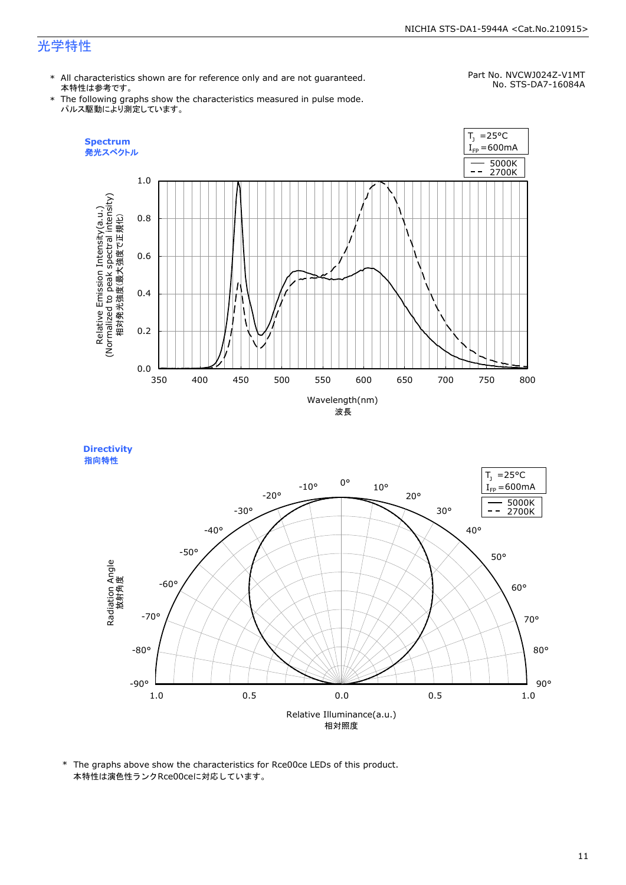# 光学特性

\* All characteristics shown are for reference only and are not guaranteed.
本特性は参考です。

\* The following graphs show the characteristics measured in pulse mode.
パルス駆動により測定しています。

Part No. NVCWJ024Z-V1MT
No. STS-DA7-16084A

**Spectrum**
**発光スペクトル**

$T_J$ =25°C
$I_{FP}$ =600mA

—— 5000K
- - 2700K

Relative Emission Intensity(a.u.)
(Normalized to peak spectral intensity)
相対発光強度(最大強度で正規化)

Wavelength(nm)
波長

**Directivity**
**指向特性**

$T_J$ =25°C
$I_{FP}$ =600mA

—— 5000K
- - 2700K

Radiation Angle
放射角度

Relative Illuminance(a.u.)
相対照度

\* The graphs above show the characteristics for Rce00ce LEDs of this product.
本特性は演色性ランクRce00ceに対応しています。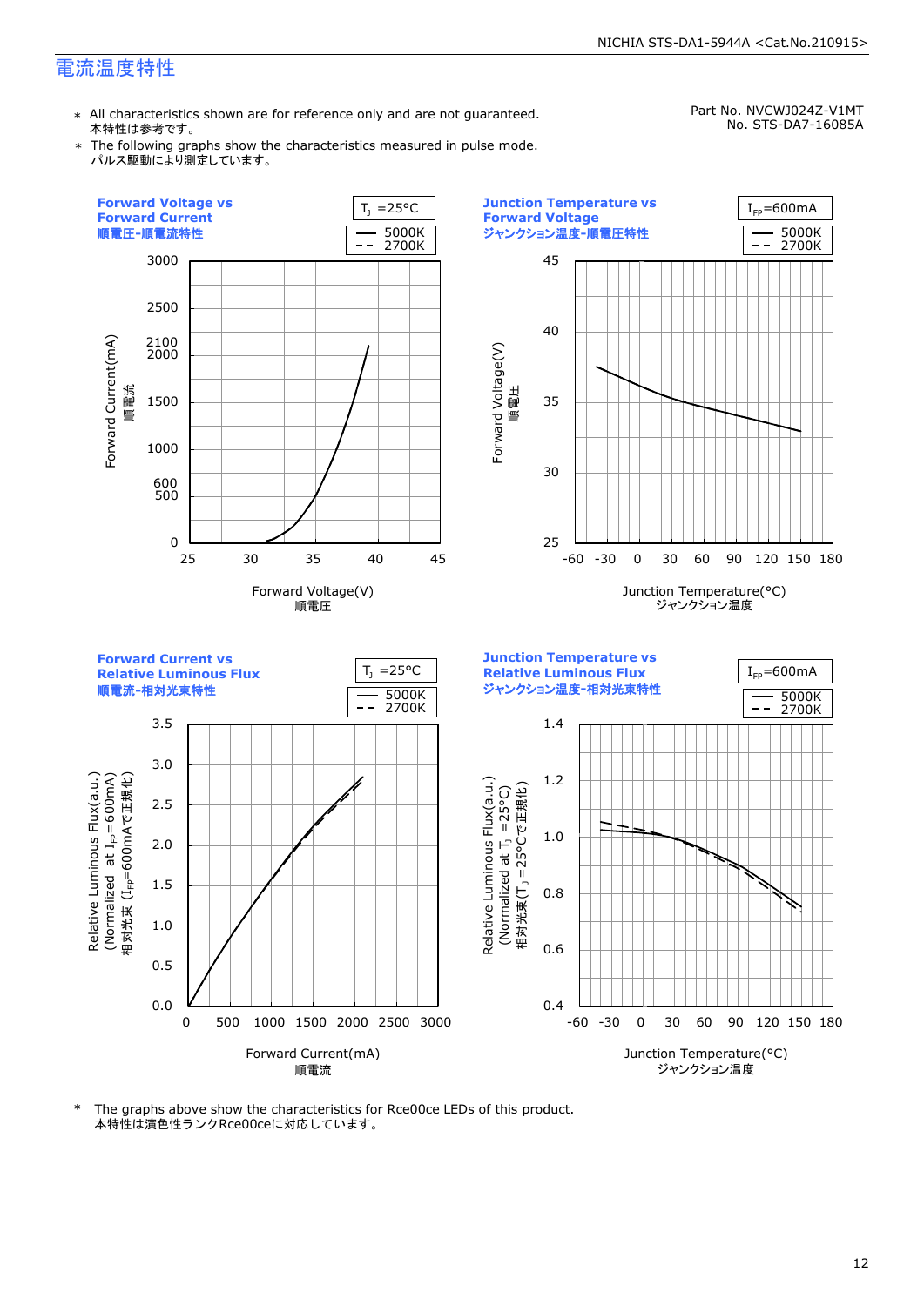# 電流温度特性

Part No. NVCWJ024Z-V1MT
No. STS-DA7-16085A

- ＊ All characteristics shown are for reference only and are not guaranteed.
  本特性は参考です。
- ＊ The following graphs show the characteristics measured in pulse mode.
  パルス駆動により測定しています。

**Forward Voltage vs Forward Current**
**順電圧-順電流特性**

$T_J$ =25°C

— 5000K
-- 2700K

Forward Current(mA) 順電流: 0, 500, 600, 1000, 1500, 2000, 2100, 2500, 3000

Forward Voltage(V) 順電圧: 25, 30, 35, 40, 45

**Junction Temperature vs Forward Voltage**
**ジャンクション温度-順電圧特性**

$I_{FP}$=600mA

— 5000K
-- 2700K

Forward Voltage(V) 順電圧: 25, 30, 35, 40, 45

Junction Temperature(°C) ジャンクション温度: -60, -30, 0, 30, 60, 90, 120, 150, 180

**Forward Current vs Relative Luminous Flux**
**順電流-相対光束特性**

$T_J$ =25°C

— 5000K
-- 2700K

Relative Luminous Flux(a.u.) (Normalized at $I_{FP}$=600mA) 相対光束 ($I_{FP}$=600mAで正規化): 0.0, 0.5, 1.0, 1.5, 2.0, 2.5, 3.0, 3.5

Forward Current(mA) 順電流: 0, 500, 1000, 1500, 2000, 2500, 3000

**Junction Temperature vs Relative Luminous Flux**
**ジャンクション温度-相対光束特性**

$I_{FP}$=600mA

— 5000K
-- 2700K

Relative Luminous Flux(a.u.) (Normalized at $T_J$ =25°C) 相対光束($T_J$ =25°Cで正規化): 0.4, 0.6, 0.8, 1.0, 1.2, 1.4

Junction Temperature(°C) ジャンクション温度: -60, -30, 0, 30, 60, 90, 120, 150, 180

＊ The graphs above show the characteristics for Rce00ce LEDs of this product.
本特性は演色性ランクRce00ceに対応しています。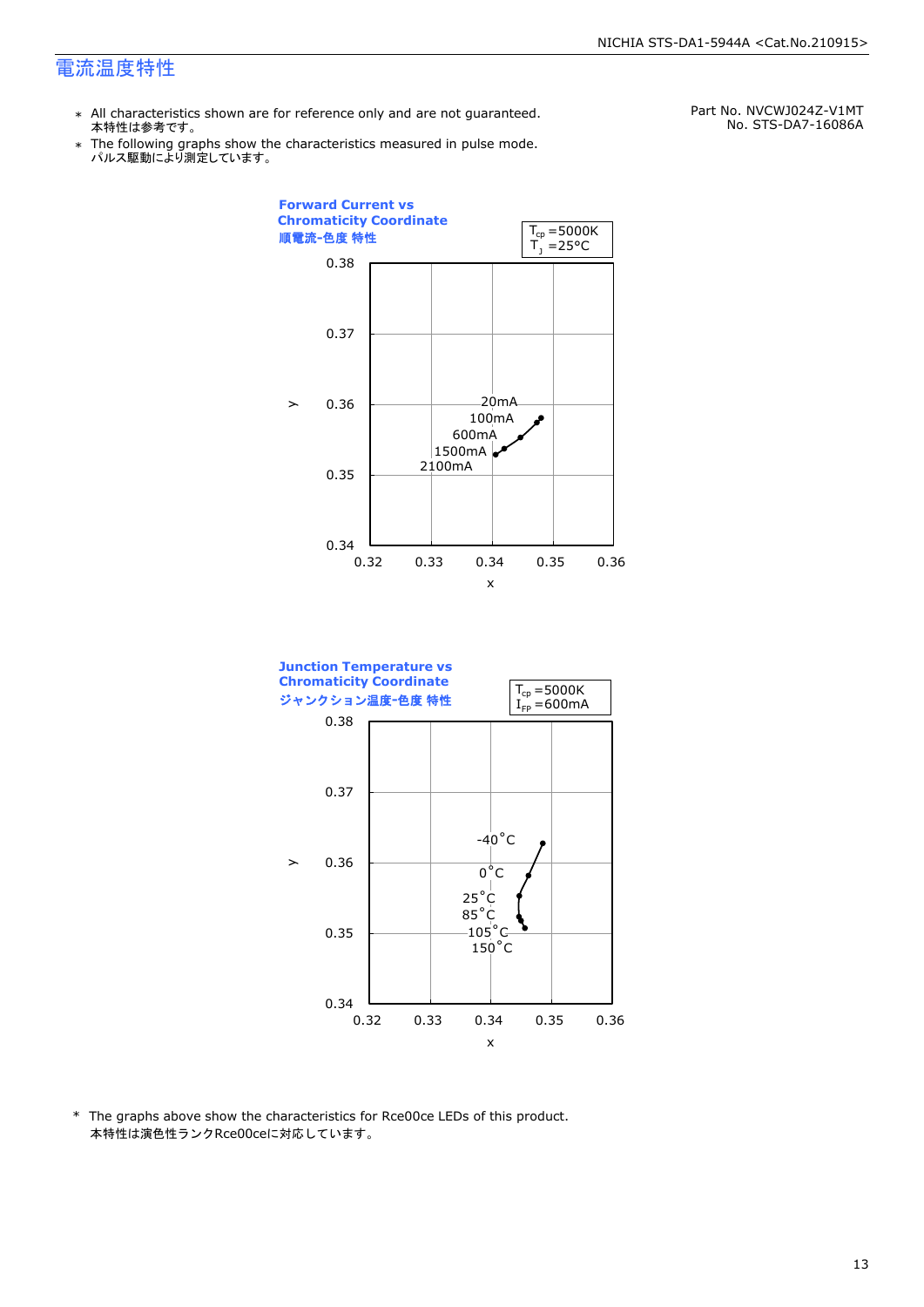# 電流温度特性

Part No. NVCWJ024Z-V1MT
No. STS-DA7-16086A

- ＊ All characteristics shown are for reference only and are not guaranteed.
  本特性は参考です。
- ＊ The following graphs show the characteristics measured in pulse mode.
  パルス駆動により測定しています。

**Forward Current vs Chromaticity Coordinate**
**順電流-色度 特性**

$T_{cp}$ =5000K
$T_J$ =25°C

y: 0.34–0.38; x: 0.32–0.36
Labels: 20mA, 100mA, 600mA, 1500mA, 2100mA

**Junction Temperature vs Chromaticity Coordinate**
**ジャンクション温度-色度 特性**

$T_{cp}$ =5000K
$I_{FP}$ =600mA

y: 0.34–0.38; x: 0.32–0.36
Labels: -40°C, 0°C, 25°C, 85°C, 105°C, 150°C

\* The graphs above show the characteristics for Rce00ce LEDs of this product.
本特性は演色性ランクRce00ceに対応しています。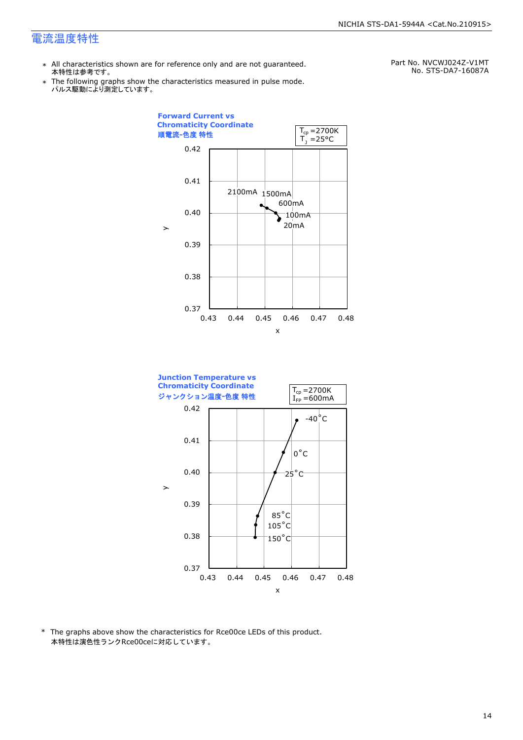# 電流温度特性

Part No. NVCWJ024Z-V1MT
No. STS-DA7-16087A

- ∗ All characteristics shown are for reference only and are not guaranteed.
  本特性は参考です。
- ∗ The following graphs show the characteristics measured in pulse mode.
  パルス駆動により測定しています。

**Forward Current vs Chromaticity Coordinate**
**順電流-色度 特性**

$T_{cp}$ =2700K
$T_J$ =25°C

(Graph: x axis 0.43–0.48, y axis 0.37–0.42; data points labeled 2100mA, 1500mA, 600mA, 100mA, 20mA)

**Junction Temperature vs Chromaticity Coordinate**
**ジャンクション温度-色度 特性**

$T_{cp}$ =2700K
$I_{FP}$ =600mA

(Graph: x axis 0.43–0.48, y axis 0.37–0.42; data points labeled -40°C, 0°C, 25°C, 85°C, 105°C, 150°C)

\* The graphs above show the characteristics for Rce00ce LEDs of this product.
本特性は演色性ランクRce00ceに対応しています。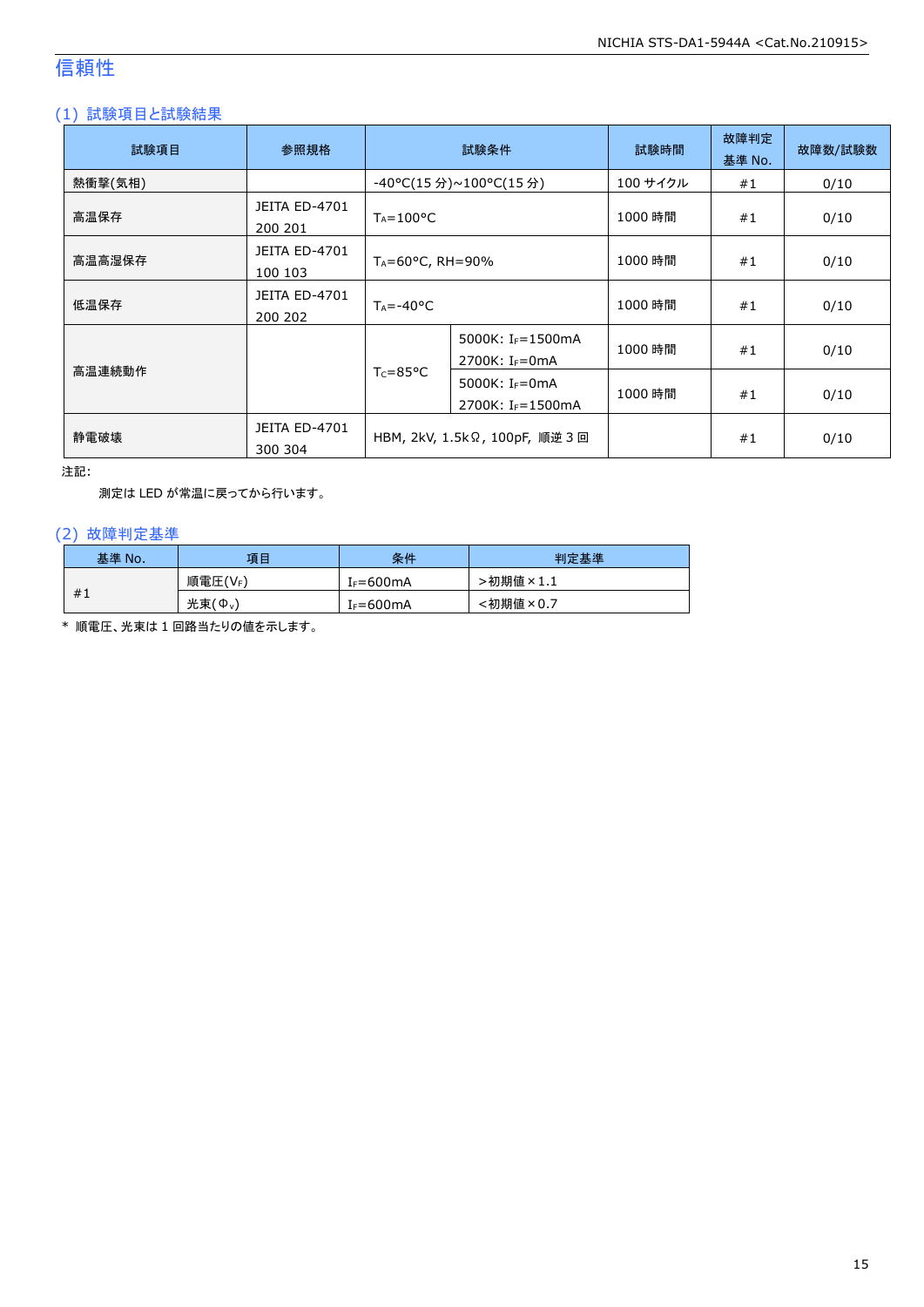# 信頼性

## (1) 試験項目と試験結果

| 試験項目 | 参照規格 | 試験条件 | | 試験時間 | 故障判定基準 No. | 故障数/試験数 |
|---|---|---|---|---|---|---|
| 熱衝撃(気相) | | -40°C(15 分)~100°C(15 分) | | 100 サイクル | #1 | 0/10 |
| 高温保存 | JEITA ED-4701 200 201 | $T_A$=100°C | | 1000 時間 | #1 | 0/10 |
| 高温高湿保存 | JEITA ED-4701 100 103 | $T_A$=60°C, RH=90% | | 1000 時間 | #1 | 0/10 |
| 低温保存 | JEITA ED-4701 200 202 | $T_A$=-40°C | | 1000 時間 | #1 | 0/10 |
| 高温連続動作 | | $T_C$=85°C | 5000K: $I_F$=1500mA 2700K: $I_F$=0mA | 1000 時間 | #1 | 0/10 |
| | | | 5000K: $I_F$=0mA 2700K: $I_F$=1500mA | 1000 時間 | #1 | 0/10 |
| 静電破壊 | JEITA ED-4701 300 304 | HBM, 2kV, 1.5kΩ, 100pF, 順逆 3 回 | | | #1 | 0/10 |

注記:

測定は LED が常温に戻ってから行います。

## (2) 故障判定基準

| 基準 No. | 項目 | 条件 | 判定基準 |
|---|---|---|---|
| #1 | 順電圧($V_F$) | $I_F$=600mA | >初期値×1.1 |
| | 光束($\Phi_v$) | $I_F$=600mA | <初期値×0.7 |

* 順電圧、光束は 1 回路当たりの値を示します。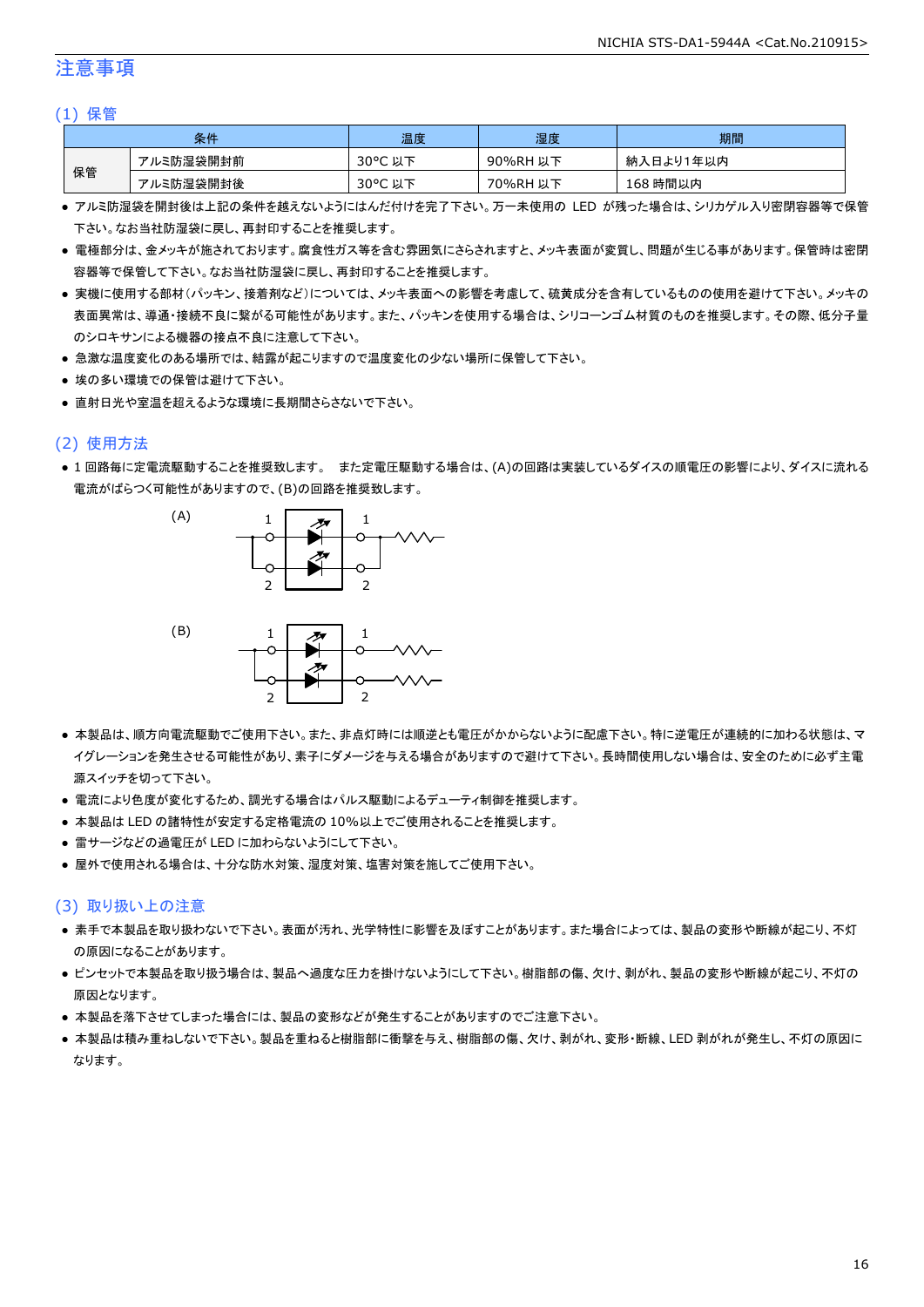# 注意事項

## (1) 保管

| 条件 | | 温度 | 湿度 | 期間 |
|---|---|---|---|---|
| 保管 | アルミ防湿袋開封前 | 30°C 以下 | 90%RH 以下 | 納入日より1年以内 |
| | アルミ防湿袋開封後 | 30°C 以下 | 70%RH 以下 | 168 時間以内 |

- アルミ防湿袋を開封後は上記の条件を越えないようにはんだ付けを完了下さい。万一未使用の LED が残った場合は、シリカゲル入り密閉容器等で保管下さい。なお当社防湿袋に戻し、再封印することを推奨します。
- 電極部分は、金メッキが施されております。腐食性ガス等を含む雰囲気にさらされますと、メッキ表面が変質し、問題が生じる事があります。保管時は密閉容器等で保管して下さい。なお当社防湿袋に戻し、再封印することを推奨します。
- 実機に使用する部材(パッキン、接着剤など)については、メッキ表面への影響を考慮して、硫黄成分を含有しているものの使用を避けて下さい。メッキの表面異常は、導通・接続不良に繋がる可能性があります。また、パッキンを使用する場合は、シリコーンゴム材質のものを推奨します。その際、低分子量のシロキサンによる機器の接点不良に注意して下さい。
- 急激な温度変化のある場所では、結露が起こりますので温度変化の少ない場所に保管して下さい。
- 埃の多い環境での保管は避けて下さい。
- 直射日光や室温を超えるような環境に長期間さらさないで下さい。

## (2) 使用方法

- 1 回路毎に定電流駆動することを推奨致します。 また定電圧駆動する場合は、(A)の回路は実装しているダイスの順電圧の影響により、ダイスに流れる電流がばらつく可能性がありますので、(B)の回路を推奨致します。

(A)

(B)

- 本製品は、順方向電流駆動でご使用下さい。また、非点灯時には順逆とも電圧がかからないように配慮下さい。特に逆電圧が連続的に加わる状態は、マイグレーションを発生させる可能性があり、素子にダメージを与える場合がありますので避けて下さい。長時間使用しない場合は、安全のために必ず主電源スイッチを切って下さい。
- 電流により色度が変化するため、調光する場合はパルス駆動によるデューティ制御を推奨します。
- 本製品は LED の諸特性が安定する定格電流の 10%以上でご使用されることを推奨します。
- 雷サージなどの過電圧が LED に加わらないようにして下さい。
- 屋外で使用される場合は、十分な防水対策、湿度対策、塩害対策を施してご使用下さい。

## (3) 取り扱い上の注意

- 素手で本製品を取り扱わないで下さい。表面が汚れ、光学特性に影響を及ぼすことがあります。また場合によっては、製品の変形や断線が起こり、不灯の原因になることがあります。
- ピンセットで本製品を取り扱う場合は、製品へ過度な圧力を掛けないようにして下さい。樹脂部の傷、欠け、剥がれ、製品の変形や断線が起こり、不灯の原因となります。
- 本製品を落下させてしまった場合には、製品の変形などが発生することがありますのでご注意下さい。
- 本製品は積み重ねしないで下さい。製品を重ねると樹脂部に衝撃を与え、樹脂部の傷、欠け、剥がれ、変形・断線、LED 剥がれが発生し、不灯の原因になります。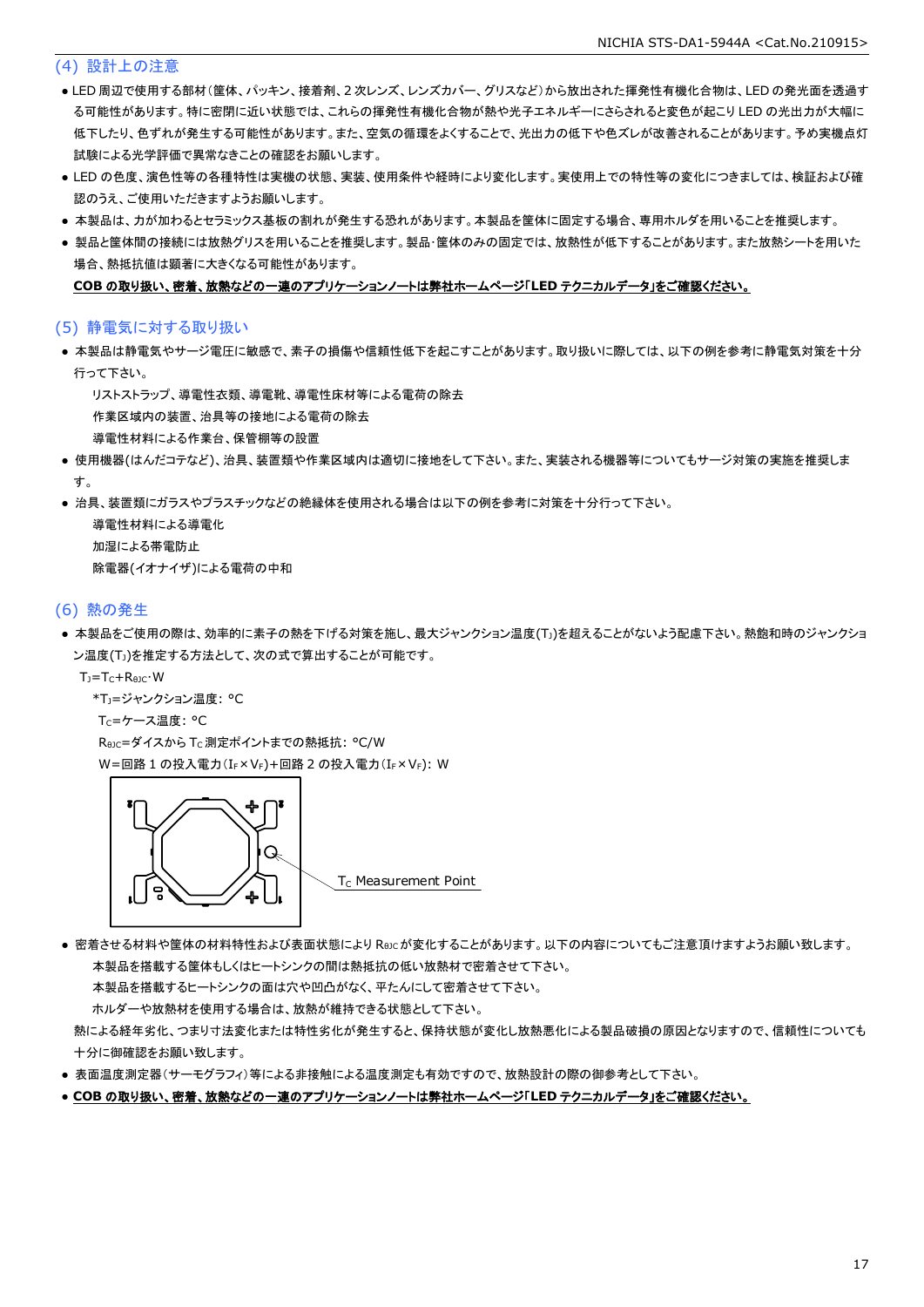## (4) 設計上の注意

- LED 周辺で使用する部材(筐体、パッキン、接着剤、2 次レンズ、レンズカバー、グリスなど)から放出された揮発性有機化合物は、LED の発光面を透過する可能性があります。特に密閉に近い状態では、これらの揮発性有機化合物が熱や光子エネルギーにさらされると変色が起こり LED の光出力が大幅に低下したり、色ずれが発生する可能性があります。また、空気の循環をよくすることで、光出力の低下や色ズレが改善されることがあります。予め実機点灯試験による光学評価で異常なきことの確認をお願いします。
- LED の色度、演色性等の各種特性は実機の状態、実装、使用条件や経時により変化します。実使用上での特性等の変化につきましては、検証および確認のうえ、ご使用いただきますようお願いします。
- 本製品は、力が加わるとセラミックス基板の割れが発生する恐れがあります。本製品を筐体に固定する場合、専用ホルダを用いることを推奨します。
- 製品と筐体間の接続には放熱グリスを用いることを推奨します。製品･筐体のみの固定では、放熱性が低下することがあります。また放熱シートを用いた場合、熱抵抗値は顕著に大きくなる可能性があります。

**COB の取り扱い、密着、放熱などの一連のアプリケーションノートは弊社ホームページ｢LED テクニカルデータ｣をご確認ください。**

## (5) 静電気に対する取り扱い

- 本製品は静電気やサージ電圧に敏感で、素子の損傷や信頼性低下を起こすことがあります。取り扱いに際しては、以下の例を参考に静電気対策を十分行って下さい。

  リストストラップ、導電性衣類、導電靴、導電性床材等による電荷の除去
  作業区域内の装置、治具等の接地による電荷の除去
  導電性材料による作業台、保管棚等の設置

- 使用機器(はんだコテなど)、治具、装置類や作業区域内は適切に接地をして下さい。また、実装される機器等についてもサージ対策の実施を推奨します。
- 治具、装置類にガラスやプラスチックなどの絶縁体を使用される場合は以下の例を参考に対策を十分行って下さい。

  導電性材料による導電化
  加湿による帯電防止
  除電器(イオナイザ)による電荷の中和

## (6) 熱の発生

- 本製品をご使用の際は、効率的に素子の熱を下げる対策を施し、最大ジャンクション温度($T_J$)を超えることがないよう配慮下さい。熱飽和時のジャンクション温度($T_J$)を推定する方法として、次の式で算出することが可能です。

  $T_J=T_C+R_{θJC}\cdot W$

  *$T_J$=ジャンクション温度: °C
  $T_C$=ケース温度: °C
  $R_{θJC}$=ダイスから $T_C$ 測定ポイントまでの熱抵抗: °C/W
  W=回路 1 の投入電力($I_F \times V_F$)+回路 2 の投入電力($I_F \times V_F$): W

$T_C$ Measurement Point

- 密着させる材料や筐体の材料特性および表面状態により $R_{θJC}$ が変化することがあります。以下の内容についてもご注意頂けますようお願い致します。

  本製品を搭載する筐体もしくはヒートシンクの間は熱抵抗の低い放熱材で密着させて下さい。
  本製品を搭載するヒートシンクの面は穴や凹凸がなく、平たんにして密着させて下さい。
  ホルダーや放熱材を使用する場合は、放熱が維持できる状態として下さい。

  熱による経年劣化、つまり寸法変化または特性劣化が発生すると、保持状態が変化し放熱悪化による製品破損の原因となりますので、信頼性についても十分に御確認をお願い致します。

- 表面温度測定器(サーモグラフィ)等による非接触による温度測定も有効ですので、放熱設計の際の御参考として下さい。
- **COB の取り扱い、密着、放熱などの一連のアプリケーションノートは弊社ホームページ｢LED テクニカルデータ｣をご確認ください。**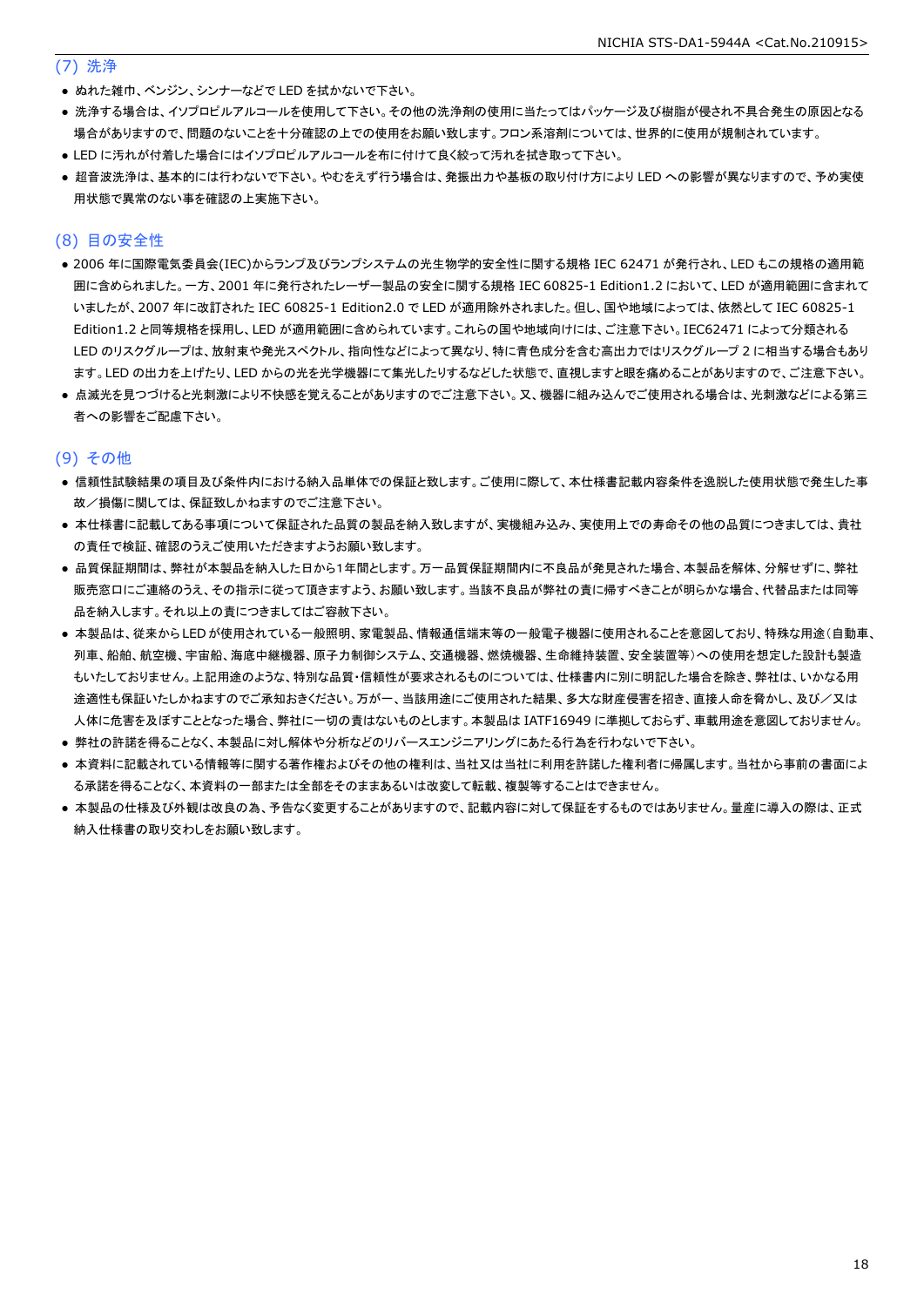## (7) 洗浄

- ぬれた雑巾、ベンジン、シンナーなどで LED を拭かないで下さい。
- 洗浄する場合は、イソプロピルアルコールを使用して下さい。その他の洗浄剤の使用に当たってはパッケージ及び樹脂が侵され不具合発生の原因となる場合がありますので、問題のないことを十分確認の上での使用をお願い致します。フロン系溶剤については、世界的に使用が規制されています。
- LED に汚れが付着した場合にはイソプロピルアルコールを布に付けて良く絞って汚れを拭き取って下さい。
- 超音波洗浄は、基本的には行わないで下さい。やむをえず行う場合は、発振出力や基板の取り付け方により LED への影響が異なりますので、予め実使用状態で異常のない事を確認の上実施下さい。

## (8) 目の安全性

- 2006 年に国際電気委員会(IEC)からランプ及びランプシステムの光生物学的安全性に関する規格 IEC 62471 が発行され、LED もこの規格の適用範囲に含められました。一方、2001 年に発行されたレーザー製品の安全に関する規格 IEC 60825-1 Edition1.2 において、LED が適用範囲に含まれていましたが、2007 年に改訂された IEC 60825-1 Edition2.0 で LED が適用除外されました。但し、国や地域によっては、依然として IEC 60825-1 Edition1.2 と同等規格を採用し、LED が適用範囲に含められています。これらの国や地域向けには、ご注意下さい。IEC62471 によって分類される LED のリスクグループは、放射束や発光スペクトル、指向性などによって異なり、特に青色成分を含む高出力ではリスクグループ 2 に相当する場合もあります。LED の出力を上げたり、LED からの光を光学機器にて集光したりするなどした状態で、直視しますと眼を痛めることがありますので、ご注意下さい。
- 点滅光を見つづけると光刺激により不快感を覚えることがありますのでご注意下さい。又、機器に組み込んでご使用される場合は、光刺激などによる第三者への影響をご配慮下さい。

## (9) その他

- 信頼性試験結果の項目及び条件内における納入品単体での保証と致します。ご使用に際して、本仕様書記載内容条件を逸脱した使用状態で発生した事故／損傷に関しては、保証致しかねますのでご注意下さい。
- 本仕様書に記載してある事項について保証された品質の製品を納入致しますが、実機組み込み、実使用上での寿命その他の品質につきましては、貴社の責任で検証、確認のうえご使用いただきますようお願い致します。
- 品質保証期間は、弊社が本製品を納入した日から1年間とします。万一品質保証期間内に不良品が発見された場合、本製品を解体、分解せずに、弊社販売窓口にご連絡のうえ、その指示に従って頂きますよう、お願い致します。当該不良品が弊社の責に帰すべきことが明らかな場合、代替品または同等品を納入します。それ以上の責につきましてはご容赦下さい。
- 本製品は、従来からLEDが使用されている一般照明、家電製品、情報通信端末等の一般電子機器に使用されることを意図しており、特殊な用途（自動車、列車、船舶、航空機、宇宙船、海底中継機器、原子力制御システム、交通機器、燃焼機器、生命維持装置、安全装置等）への使用を想定した設計も製造もいたしておりません。上記用途のような、特別な品質・信頼性が要求されるものについては、仕様書内に別に明記した場合を除き、弊社は、いかなる用途適性も保証いたしかねますのでご承知おきください。万が一、当該用途にご使用された結果、多大な財産侵害を招き、直接人命を脅かし、及び／又は人体に危害を及ぼすこととなった場合、弊社に一切の責はないものとします。本製品は IATF16949 に準拠しておらず、車載用途を意図しておりません。
- 弊社の許諾を得ることなく、本製品に対し解体や分析などのリバースエンジニアリングにあたる行為を行わないで下さい。
- 本資料に記載されている情報等に関する著作権およびその他の権利は、当社又は当社に利用を許諾した権利者に帰属します。当社から事前の書面による承諾を得ることなく、本資料の一部または全部をそのままあるいは改変して転載、複製等することはできません。
- 本製品の仕様及び外観は改良の為、予告なく変更することがありますので、記載内容に対して保証をするものではありません。量産に導入の際は、正式納入仕様書の取り交わしをお願い致します。